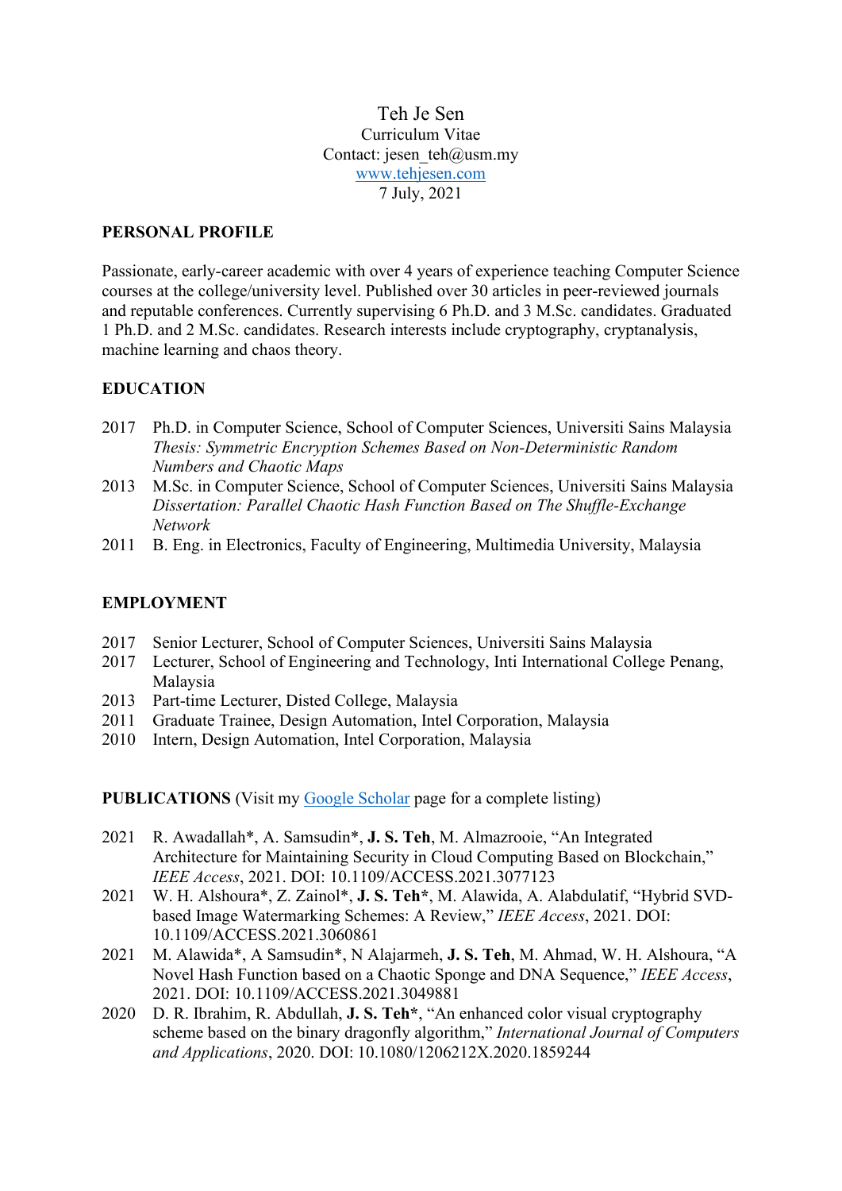Teh Je Sen
Curriculum Vitae
Contact: jesen_teh@usm.my
[www.tehjesen.com](www.tehjesen.com)
7 July, 2021

**PERSONAL PROFILE**

Passionate, early-career academic with over 4 years of experience teaching Computer Science courses at the college/university level. Published over 30 articles in peer-reviewed journals and reputable conferences. Currently supervising 6 Ph.D. and 3 M.Sc. candidates. Graduated 1 Ph.D. and 2 M.Sc. candidates. Research interests include cryptography, cryptanalysis, machine learning and chaos theory.

**EDUCATION**

- 2017 Ph.D. in Computer Science, School of Computer Sciences, Universiti Sains Malaysia
  *Thesis: Symmetric Encryption Schemes Based on Non-Deterministic Random Numbers and Chaotic Maps*
- 2013 M.Sc. in Computer Science, School of Computer Sciences, Universiti Sains Malaysia
  *Dissertation: Parallel Chaotic Hash Function Based on The Shuffle-Exchange Network*
- 2011 B. Eng. in Electronics, Faculty of Engineering, Multimedia University, Malaysia

**EMPLOYMENT**

- 2017 Senior Lecturer, School of Computer Sciences, Universiti Sains Malaysia
- 2017 Lecturer, School of Engineering and Technology, Inti International College Penang, Malaysia
- 2013 Part-time Lecturer, Disted College, Malaysia
- 2011 Graduate Trainee, Design Automation, Intel Corporation, Malaysia
- 2010 Intern, Design Automation, Intel Corporation, Malaysia

**PUBLICATIONS** (Visit my Google Scholar page for a complete listing)

- 2021 R. Awadallah*, A. Samsudin*, **J. S. Teh**, M. Almazrooie, "An Integrated Architecture for Maintaining Security in Cloud Computing Based on Blockchain," *IEEE Access*, 2021. DOI: 10.1109/ACCESS.2021.3077123
- 2021 W. H. Alshoura*, Z. Zainol*, **J. S. Teh***, M. Alawida, A. Alabdulatif, "Hybrid SVD-based Image Watermarking Schemes: A Review," *IEEE Access*, 2021. DOI: 10.1109/ACCESS.2021.3060861
- 2021 M. Alawida*, A Samsudin*, N Alajarmeh, **J. S. Teh**, M. Ahmad, W. H. Alshoura, "A Novel Hash Function based on a Chaotic Sponge and DNA Sequence," *IEEE Access*, 2021. DOI: 10.1109/ACCESS.2021.3049881
- 2020 D. R. Ibrahim, R. Abdullah, **J. S. Teh***, "An enhanced color visual cryptography scheme based on the binary dragonfly algorithm," *International Journal of Computers and Applications*, 2020. DOI: 10.1080/1206212X.2020.1859244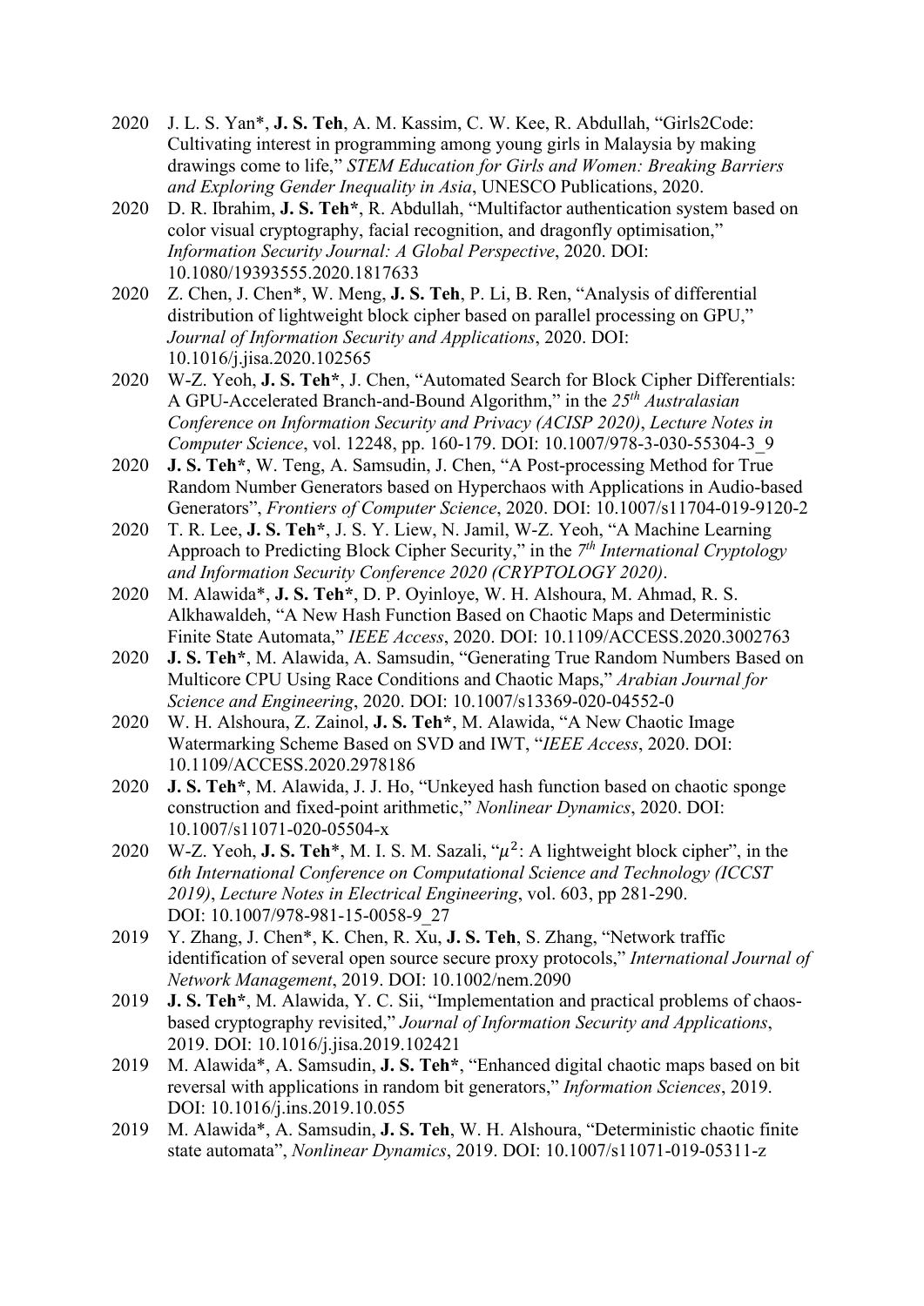2020 J. L. S. Yan*, **J. S. Teh**, A. M. Kassim, C. W. Kee, R. Abdullah, "Girls2Code: Cultivating interest in programming among young girls in Malaysia by making drawings come to life," *STEM Education for Girls and Women: Breaking Barriers and Exploring Gender Inequality in Asia*, UNESCO Publications, 2020.

2020 D. R. Ibrahim, **J. S. Teh***, R. Abdullah, "Multifactor authentication system based on color visual cryptography, facial recognition, and dragonfly optimisation," *Information Security Journal: A Global Perspective*, 2020. DOI: 10.1080/19393555.2020.1817633

2020 Z. Chen, J. Chen*, W. Meng, **J. S. Teh**, P. Li, B. Ren, "Analysis of differential distribution of lightweight block cipher based on parallel processing on GPU," *Journal of Information Security and Applications*, 2020. DOI: 10.1016/j.jisa.2020.102565

2020 W-Z. Yeoh, **J. S. Teh***, J. Chen, "Automated Search for Block Cipher Differentials: A GPU-Accelerated Branch-and-Bound Algorithm," in the *25th Australasian Conference on Information Security and Privacy (ACISP 2020)*, *Lecture Notes in Computer Science*, vol. 12248, pp. 160-179. DOI: 10.1007/978-3-030-55304-3_9

2020 **J. S. Teh***, W. Teng, A. Samsudin, J. Chen, "A Post-processing Method for True Random Number Generators based on Hyperchaos with Applications in Audio-based Generators", *Frontiers of Computer Science*, 2020. DOI: 10.1007/s11704-019-9120-2

2020 T. R. Lee, **J. S. Teh***, J. S. Y. Liew, N. Jamil, W-Z. Yeoh, "A Machine Learning Approach to Predicting Block Cipher Security," in the *7th International Cryptology and Information Security Conference 2020 (CRYPTOLOGY 2020)*.

2020 M. Alawida*, **J. S. Teh***, D. P. Oyinloye, W. H. Alshoura, M. Ahmad, R. S. Alkhawaldeh, "A New Hash Function Based on Chaotic Maps and Deterministic Finite State Automata," *IEEE Access*, 2020. DOI: 10.1109/ACCESS.2020.3002763

2020 **J. S. Teh***, M. Alawida, A. Samsudin, "Generating True Random Numbers Based on Multicore CPU Using Race Conditions and Chaotic Maps," *Arabian Journal for Science and Engineering*, 2020. DOI: 10.1007/s13369-020-04552-0

2020 W. H. Alshoura, Z. Zainol, **J. S. Teh***, M. Alawida, "A New Chaotic Image Watermarking Scheme Based on SVD and IWT, "*IEEE Access*, 2020. DOI: 10.1109/ACCESS.2020.2978186

2020 **J. S. Teh***, M. Alawida, J. J. Ho, "Unkeyed hash function based on chaotic sponge construction and fixed-point arithmetic," *Nonlinear Dynamics*, 2020. DOI: 10.1007/s11071-020-05504-x

2020 W-Z. Yeoh, **J. S. Teh***, M. I. S. M. Sazali, "$\mu^2$: A lightweight block cipher", in the *6th International Conference on Computational Science and Technology (ICCST 2019)*, *Lecture Notes in Electrical Engineering*, vol. 603, pp 281-290. DOI: 10.1007/978-981-15-0058-9_27

2019 Y. Zhang, J. Chen*, K. Chen, R. Xu, **J. S. Teh**, S. Zhang, "Network traffic identification of several open source secure proxy protocols," *International Journal of Network Management*, 2019. DOI: 10.1002/nem.2090

2019 **J. S. Teh***, M. Alawida, Y. C. Sii, "Implementation and practical problems of chaos-based cryptography revisited," *Journal of Information Security and Applications*, 2019. DOI: 10.1016/j.jisa.2019.102421

2019 M. Alawida*, A. Samsudin, **J. S. Teh***, "Enhanced digital chaotic maps based on bit reversal with applications in random bit generators," *Information Sciences*, 2019. DOI: 10.1016/j.ins.2019.10.055

2019 M. Alawida*, A. Samsudin, **J. S. Teh**, W. H. Alshoura, "Deterministic chaotic finite state automata", *Nonlinear Dynamics*, 2019. DOI: 10.1007/s11071-019-05311-z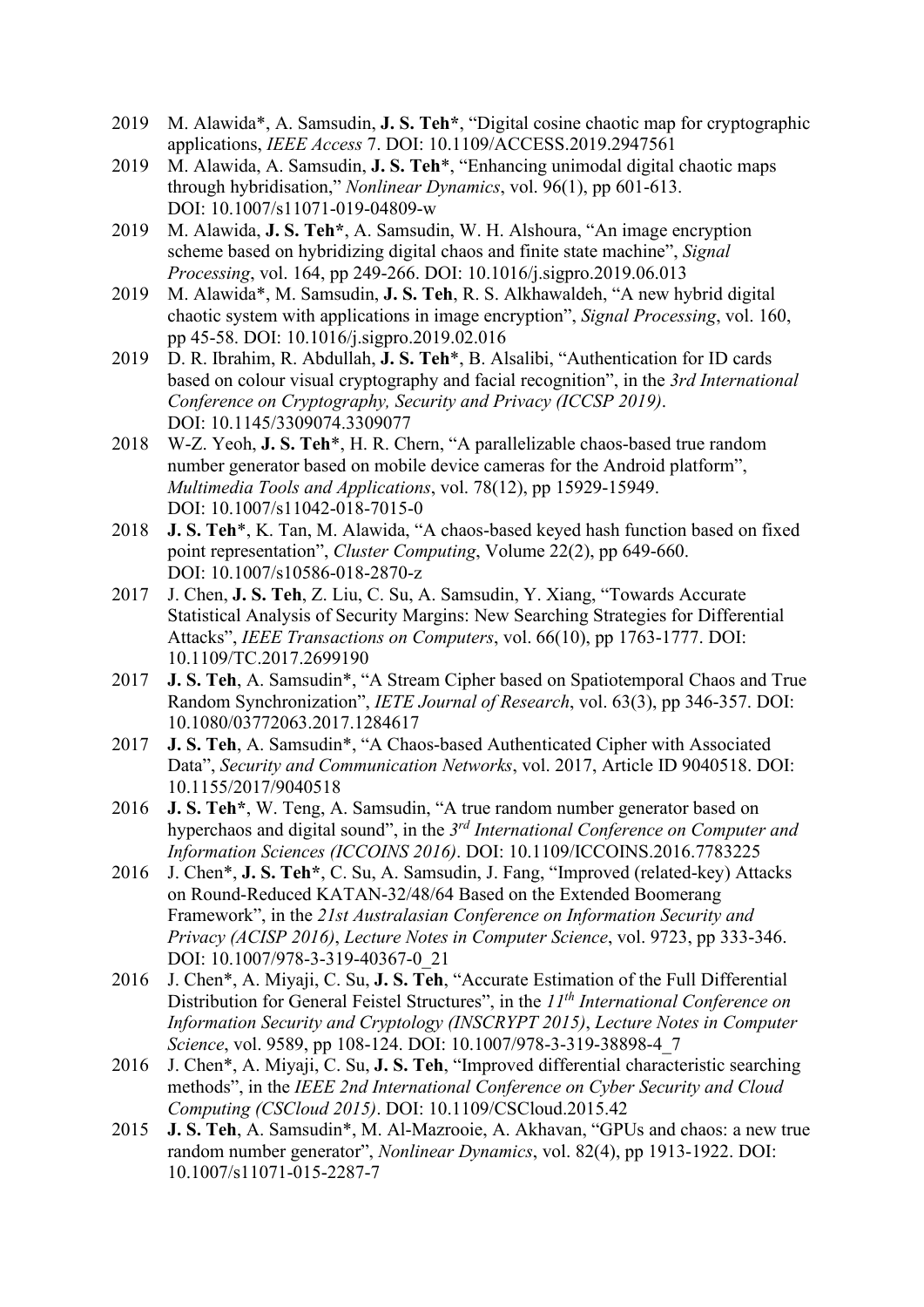2019 M. Alawida*, A. Samsudin, **J. S. Teh***, "Digital cosine chaotic map for cryptographic applications, *IEEE Access* 7. DOI: 10.1109/ACCESS.2019.2947561

2019 M. Alawida, A. Samsudin, **J. S. Teh***, "Enhancing unimodal digital chaotic maps through hybridisation," *Nonlinear Dynamics*, vol. 96(1), pp 601-613. DOI: 10.1007/s11071-019-04809-w

2019 M. Alawida, **J. S. Teh***, A. Samsudin, W. H. Alshoura, "An image encryption scheme based on hybridizing digital chaos and finite state machine", *Signal Processing*, vol. 164, pp 249-266. DOI: 10.1016/j.sigpro.2019.06.013

2019 M. Alawida*, M. Samsudin, **J. S. Teh**, R. S. Alkhawaldeh, "A new hybrid digital chaotic system with applications in image encryption", *Signal Processing*, vol. 160, pp 45-58. DOI: 10.1016/j.sigpro.2019.02.016

2019 D. R. Ibrahim, R. Abdullah, **J. S. Teh***, B. Alsalibi, "Authentication for ID cards based on colour visual cryptography and facial recognition", in the *3rd International Conference on Cryptography, Security and Privacy (ICCSP 2019)*. DOI: 10.1145/3309074.3309077

2018 W-Z. Yeoh, **J. S. Teh***, H. R. Chern, "A parallelizable chaos-based true random number generator based on mobile device cameras for the Android platform", *Multimedia Tools and Applications*, vol. 78(12), pp 15929-15949. DOI: 10.1007/s11042-018-7015-0

2018 **J. S. Teh***, K. Tan, M. Alawida, "A chaos-based keyed hash function based on fixed point representation", *Cluster Computing*, Volume 22(2), pp 649-660. DOI: 10.1007/s10586-018-2870-z

2017 J. Chen, **J. S. Teh**, Z. Liu, C. Su, A. Samsudin, Y. Xiang, "Towards Accurate Statistical Analysis of Security Margins: New Searching Strategies for Differential Attacks", *IEEE Transactions on Computers*, vol. 66(10), pp 1763-1777. DOI: 10.1109/TC.2017.2699190

2017 **J. S. Teh**, A. Samsudin*, "A Stream Cipher based on Spatiotemporal Chaos and True Random Synchronization", *IETE Journal of Research*, vol. 63(3), pp 346-357. DOI: 10.1080/03772063.2017.1284617

2017 **J. S. Teh**, A. Samsudin*, "A Chaos-based Authenticated Cipher with Associated Data", *Security and Communication Networks*, vol. 2017, Article ID 9040518. DOI: 10.1155/2017/9040518

2016 **J. S. Teh***, W. Teng, A. Samsudin, "A true random number generator based on hyperchaos and digital sound", in the *3rd International Conference on Computer and Information Sciences (ICCOINS 2016)*. DOI: 10.1109/ICCOINS.2016.7783225

2016 J. Chen*, **J. S. Teh***, C. Su, A. Samsudin, J. Fang, "Improved (related-key) Attacks on Round-Reduced KATAN-32/48/64 Based on the Extended Boomerang Framework", in the *21st Australasian Conference on Information Security and Privacy (ACISP 2016)*, *Lecture Notes in Computer Science*, vol. 9723, pp 333-346. DOI: 10.1007/978-3-319-40367-0_21

2016 J. Chen*, A. Miyaji, C. Su, **J. S. Teh**, "Accurate Estimation of the Full Differential Distribution for General Feistel Structures", in the *11th International Conference on Information Security and Cryptology (INSCRYPT 2015)*, *Lecture Notes in Computer Science*, vol. 9589, pp 108-124. DOI: 10.1007/978-3-319-38898-4_7

2016 J. Chen*, A. Miyaji, C. Su, **J. S. Teh**, "Improved differential characteristic searching methods", in the *IEEE 2nd International Conference on Cyber Security and Cloud Computing (CSCloud 2015)*. DOI: 10.1109/CSCloud.2015.42

2015 **J. S. Teh**, A. Samsudin*, M. Al-Mazrooie, A. Akhavan, "GPUs and chaos: a new true random number generator", *Nonlinear Dynamics*, vol. 82(4), pp 1913-1922. DOI: 10.1007/s11071-015-2287-7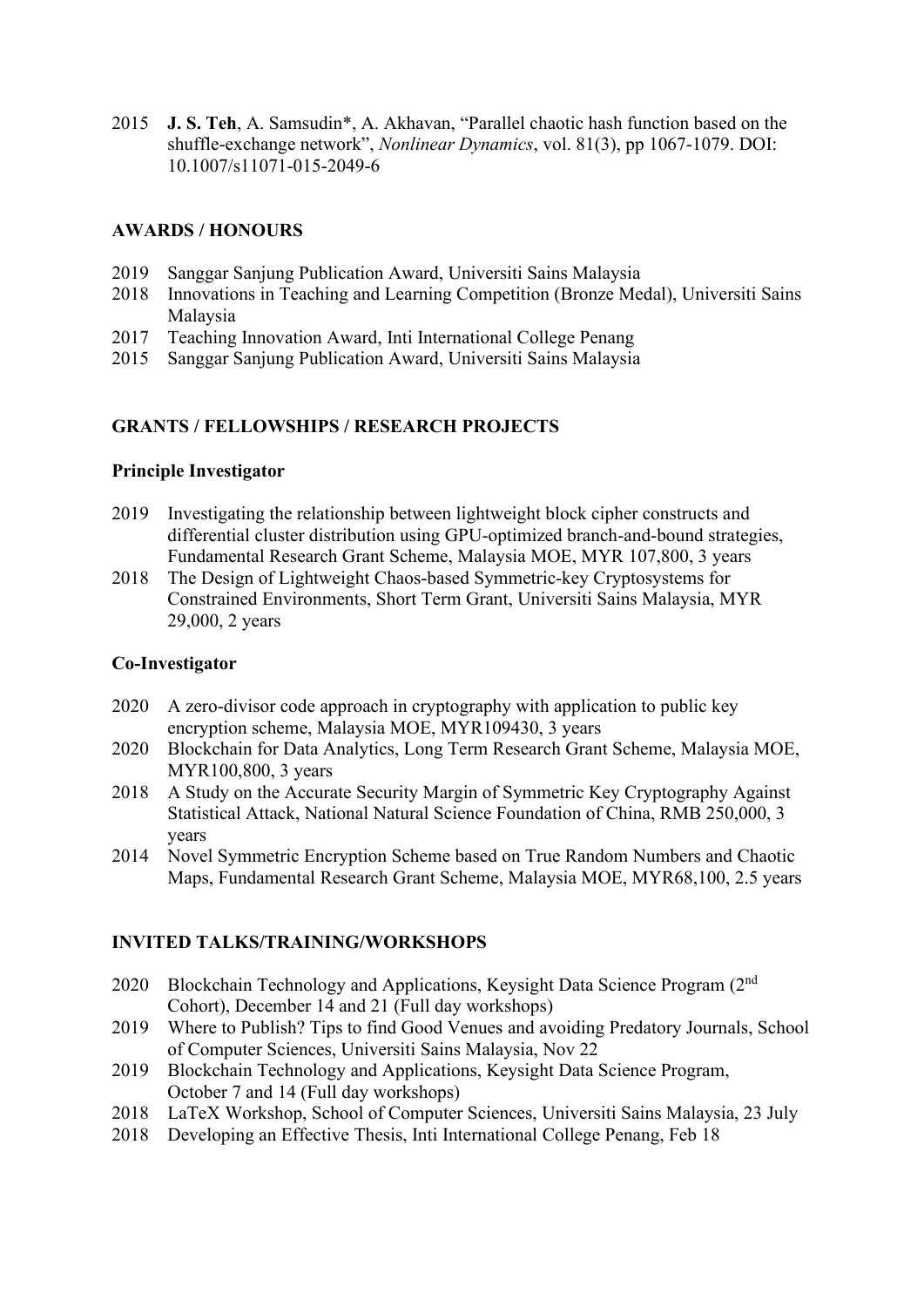2015 **J. S. Teh**, A. Samsudin*, A. Akhavan, "Parallel chaotic hash function based on the shuffle-exchange network", *Nonlinear Dynamics*, vol. 81(3), pp 1067-1079. DOI: 10.1007/s11071-015-2049-6

## AWARDS / HONOURS

- 2019 Sanggar Sanjung Publication Award, Universiti Sains Malaysia
- 2018 Innovations in Teaching and Learning Competition (Bronze Medal), Universiti Sains Malaysia
- 2017 Teaching Innovation Award, Inti International College Penang
- 2015 Sanggar Sanjung Publication Award, Universiti Sains Malaysia

## GRANTS / FELLOWSHIPS / RESEARCH PROJECTS

### Principle Investigator

- 2019 Investigating the relationship between lightweight block cipher constructs and differential cluster distribution using GPU-optimized branch-and-bound strategies, Fundamental Research Grant Scheme, Malaysia MOE, MYR 107,800, 3 years
- 2018 The Design of Lightweight Chaos-based Symmetric-key Cryptosystems for Constrained Environments, Short Term Grant, Universiti Sains Malaysia, MYR 29,000, 2 years

### Co-Investigator

- 2020 A zero-divisor code approach in cryptography with application to public key encryption scheme, Malaysia MOE, MYR109430, 3 years
- 2020 Blockchain for Data Analytics, Long Term Research Grant Scheme, Malaysia MOE, MYR100,800, 3 years
- 2018 A Study on the Accurate Security Margin of Symmetric Key Cryptography Against Statistical Attack, National Natural Science Foundation of China, RMB 250,000, 3 years
- 2014 Novel Symmetric Encryption Scheme based on True Random Numbers and Chaotic Maps, Fundamental Research Grant Scheme, Malaysia MOE, MYR68,100, 2.5 years

## INVITED TALKS/TRAINING/WORKSHOPS

- 2020 Blockchain Technology and Applications, Keysight Data Science Program (2nd Cohort), December 14 and 21 (Full day workshops)
- 2019 Where to Publish? Tips to find Good Venues and avoiding Predatory Journals, School of Computer Sciences, Universiti Sains Malaysia, Nov 22
- 2019 Blockchain Technology and Applications, Keysight Data Science Program, October 7 and 14 (Full day workshops)
- 2018 LaTeX Workshop, School of Computer Sciences, Universiti Sains Malaysia, 23 July
- 2018 Developing an Effective Thesis, Inti International College Penang, Feb 18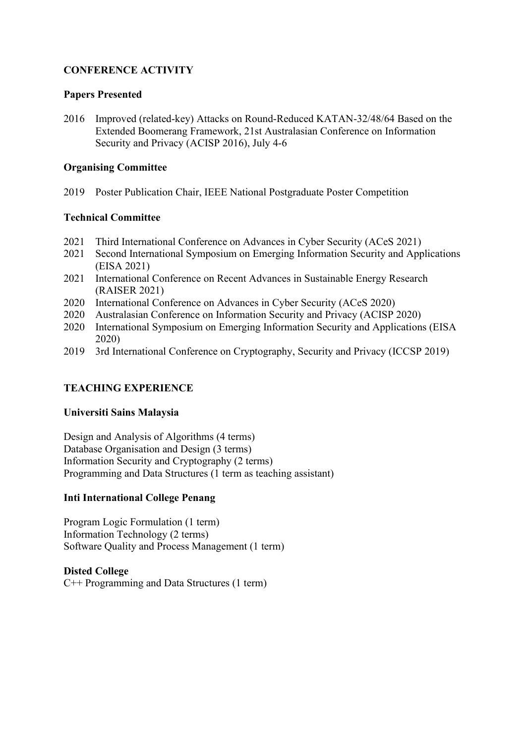## CONFERENCE ACTIVITY

### Papers Presented

2016 Improved (related-key) Attacks on Round-Reduced KATAN-32/48/64 Based on the Extended Boomerang Framework, 21st Australasian Conference on Information Security and Privacy (ACISP 2016), July 4-6

### Organising Committee

2019 Poster Publication Chair, IEEE National Postgraduate Poster Competition

### Technical Committee

2021 Third International Conference on Advances in Cyber Security (ACeS 2021)
2021 Second International Symposium on Emerging Information Security and Applications (EISA 2021)
2021 International Conference on Recent Advances in Sustainable Energy Research (RAISER 2021)
2020 International Conference on Advances in Cyber Security (ACeS 2020)
2020 Australasian Conference on Information Security and Privacy (ACISP 2020)
2020 International Symposium on Emerging Information Security and Applications (EISA 2020)
2019 3rd International Conference on Cryptography, Security and Privacy (ICCSP 2019)

## TEACHING EXPERIENCE

### Universiti Sains Malaysia

Design and Analysis of Algorithms (4 terms)
Database Organisation and Design (3 terms)
Information Security and Cryptography (2 terms)
Programming and Data Structures (1 term as teaching assistant)

### Inti International College Penang

Program Logic Formulation (1 term)
Information Technology (2 terms)
Software Quality and Process Management (1 term)

### Disted College

C++ Programming and Data Structures (1 term)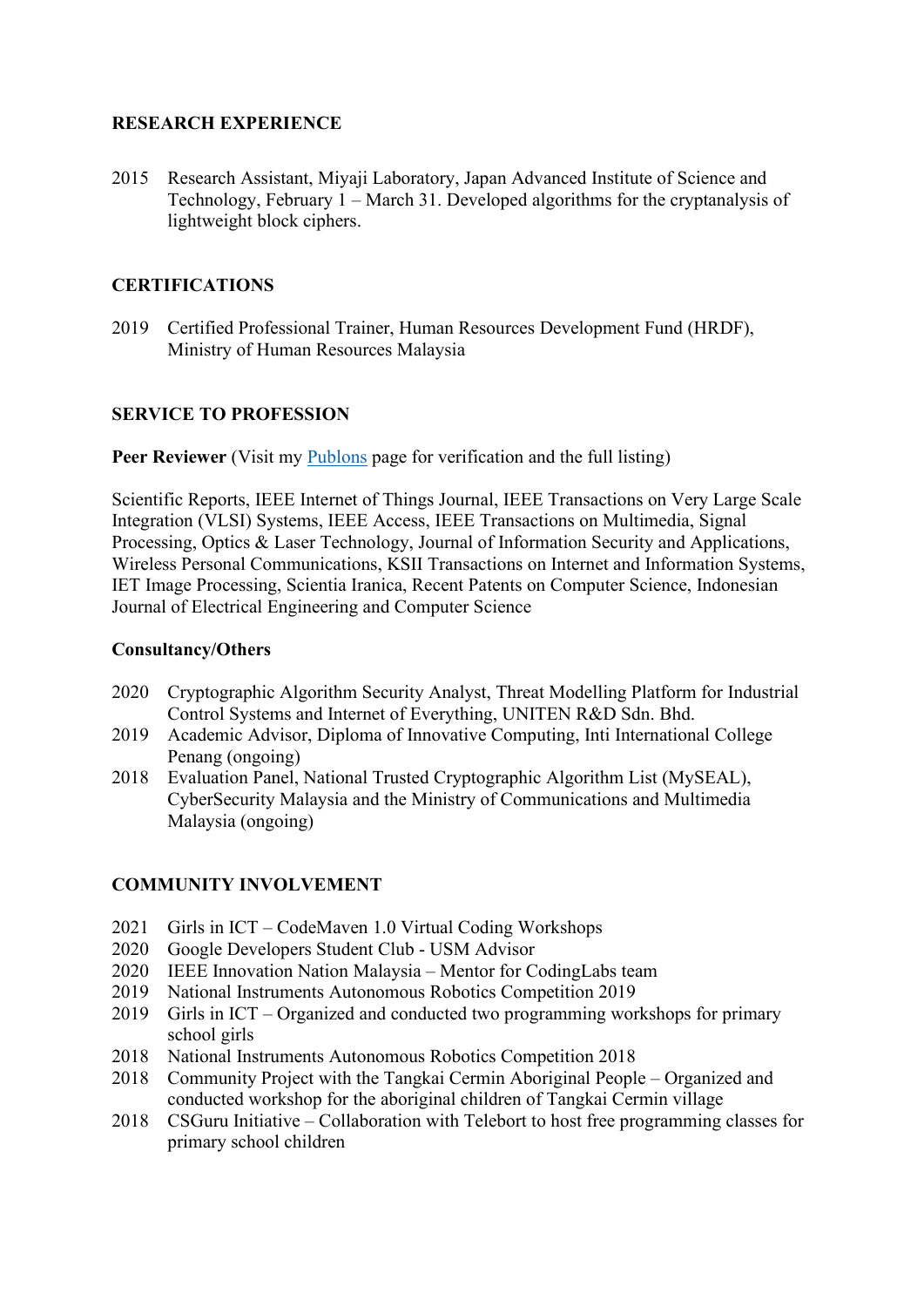## RESEARCH EXPERIENCE

2015 Research Assistant, Miyaji Laboratory, Japan Advanced Institute of Science and Technology, February 1 – March 31. Developed algorithms for the cryptanalysis of lightweight block ciphers.

## CERTIFICATIONS

2019 Certified Professional Trainer, Human Resources Development Fund (HRDF), Ministry of Human Resources Malaysia

## SERVICE TO PROFESSION

**Peer Reviewer** (Visit my Publons page for verification and the full listing)

Scientific Reports, IEEE Internet of Things Journal, IEEE Transactions on Very Large Scale Integration (VLSI) Systems, IEEE Access, IEEE Transactions on Multimedia, Signal Processing, Optics & Laser Technology, Journal of Information Security and Applications, Wireless Personal Communications, KSII Transactions on Internet and Information Systems, IET Image Processing, Scientia Iranica, Recent Patents on Computer Science, Indonesian Journal of Electrical Engineering and Computer Science

**Consultancy/Others**

- 2020 Cryptographic Algorithm Security Analyst, Threat Modelling Platform for Industrial Control Systems and Internet of Everything, UNITEN R&D Sdn. Bhd.
- 2019 Academic Advisor, Diploma of Innovative Computing, Inti International College Penang (ongoing)
- 2018 Evaluation Panel, National Trusted Cryptographic Algorithm List (MySEAL), CyberSecurity Malaysia and the Ministry of Communications and Multimedia Malaysia (ongoing)

## COMMUNITY INVOLVEMENT

- 2021 Girls in ICT – CodeMaven 1.0 Virtual Coding Workshops
- 2020 Google Developers Student Club - USM Advisor
- 2020 IEEE Innovation Nation Malaysia – Mentor for CodingLabs team
- 2019 National Instruments Autonomous Robotics Competition 2019
- 2019 Girls in ICT – Organized and conducted two programming workshops for primary school girls
- 2018 National Instruments Autonomous Robotics Competition 2018
- 2018 Community Project with the Tangkai Cermin Aboriginal People – Organized and conducted workshop for the aboriginal children of Tangkai Cermin village
- 2018 CSGuru Initiative – Collaboration with Telebort to host free programming classes for primary school children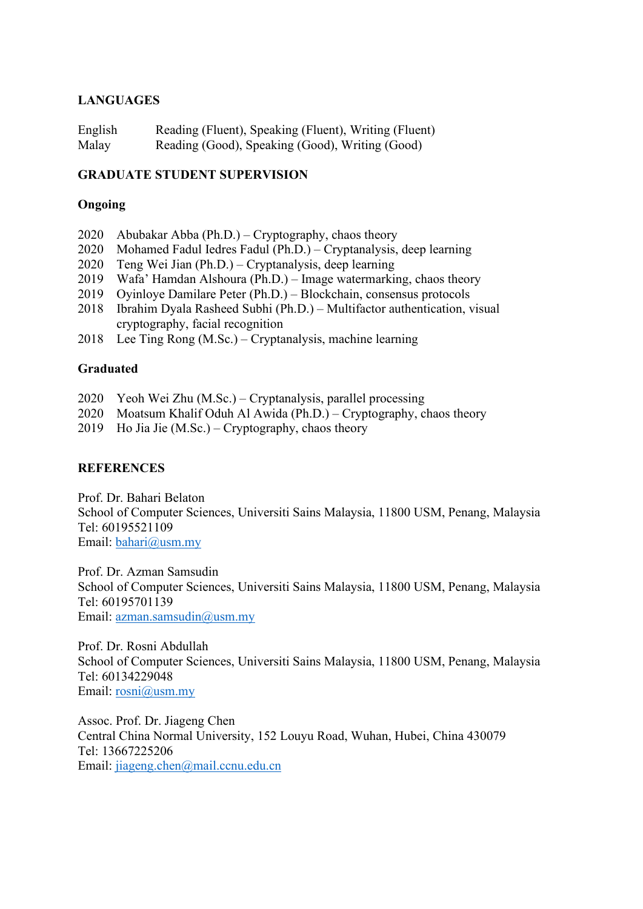## LANGUAGES

| | |
|---|---|
| English | Reading (Fluent), Speaking (Fluent), Writing (Fluent) |
| Malay | Reading (Good), Speaking (Good), Writing (Good) |

## GRADUATE STUDENT SUPERVISION

### Ongoing

- 2020 Abubakar Abba (Ph.D.) – Cryptography, chaos theory
- 2020 Mohamed Fadul Iedres Fadul (Ph.D.) – Cryptanalysis, deep learning
- 2020 Teng Wei Jian (Ph.D.) – Cryptanalysis, deep learning
- 2019 Wafa' Hamdan Alshoura (Ph.D.) – Image watermarking, chaos theory
- 2019 Oyinloye Damilare Peter (Ph.D.) – Blockchain, consensus protocols
- 2018 Ibrahim Dyala Rasheed Subhi (Ph.D.) – Multifactor authentication, visual cryptography, facial recognition
- 2018 Lee Ting Rong (M.Sc.) – Cryptanalysis, machine learning

### Graduated

- 2020 Yeoh Wei Zhu (M.Sc.) – Cryptanalysis, parallel processing
- 2020 Moatsum Khalif Oduh Al Awida (Ph.D.) – Cryptography, chaos theory
- 2019 Ho Jia Jie (M.Sc.) – Cryptography, chaos theory

## REFERENCES

Prof. Dr. Bahari Belaton
School of Computer Sciences, Universiti Sains Malaysia, 11800 USM, Penang, Malaysia
Tel: 60195521109
Email: bahari@usm.my

Prof. Dr. Azman Samsudin
School of Computer Sciences, Universiti Sains Malaysia, 11800 USM, Penang, Malaysia
Tel: 60195701139
Email: azman.samsudin@usm.my

Prof. Dr. Rosni Abdullah
School of Computer Sciences, Universiti Sains Malaysia, 11800 USM, Penang, Malaysia
Tel: 60134229048
Email: rosni@usm.my

Assoc. Prof. Dr. Jiageng Chen
Central China Normal University, 152 Louyu Road, Wuhan, Hubei, China 430079
Tel: 13667225206
Email: jiageng.chen@mail.ccnu.edu.cn